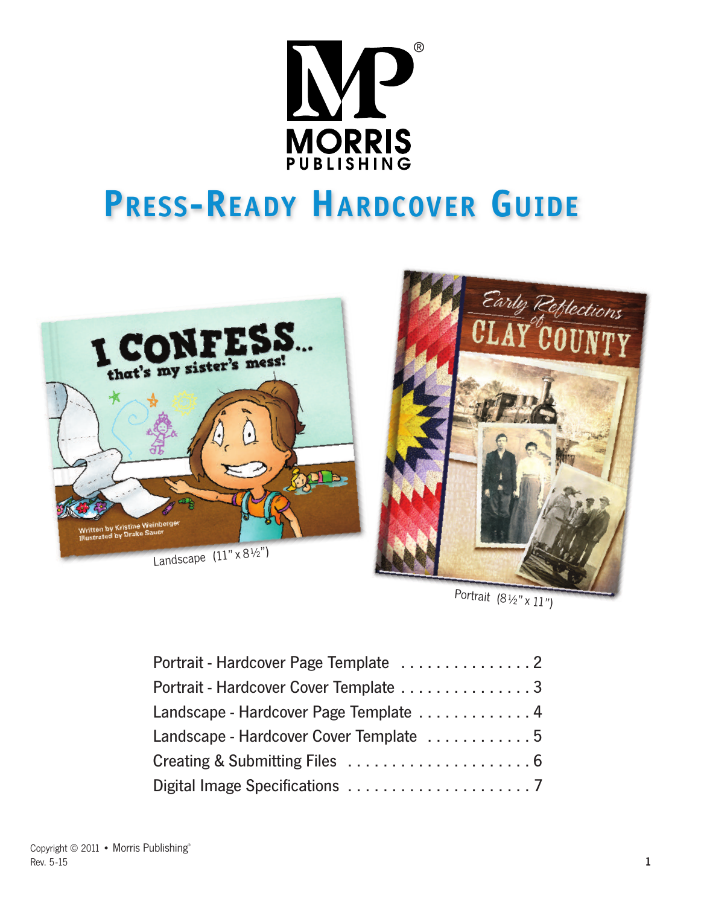MORRIS PUBLISHING

# Press-Ready Hardcover Guide

Landscape (11" x 8½")

Portrait (8½" x 11")

Portrait - Hardcover Page Template . . . . . . . . . . . . . . . . 2
Portrait - Hardcover Cover Template . . . . . . . . . . . . . . . . 3
Landscape - Hardcover Page Template . . . . . . . . . . . . . . 4
Landscape - Hardcover Cover Template . . . . . . . . . . . . . 5
Creating & Submitting Files . . . . . . . . . . . . . . . . . . . . . . 6
Digital Image Specifications . . . . . . . . . . . . . . . . . . . . . . 7

Copyright © 2011 • Morris Publishing®
Rev. 5-15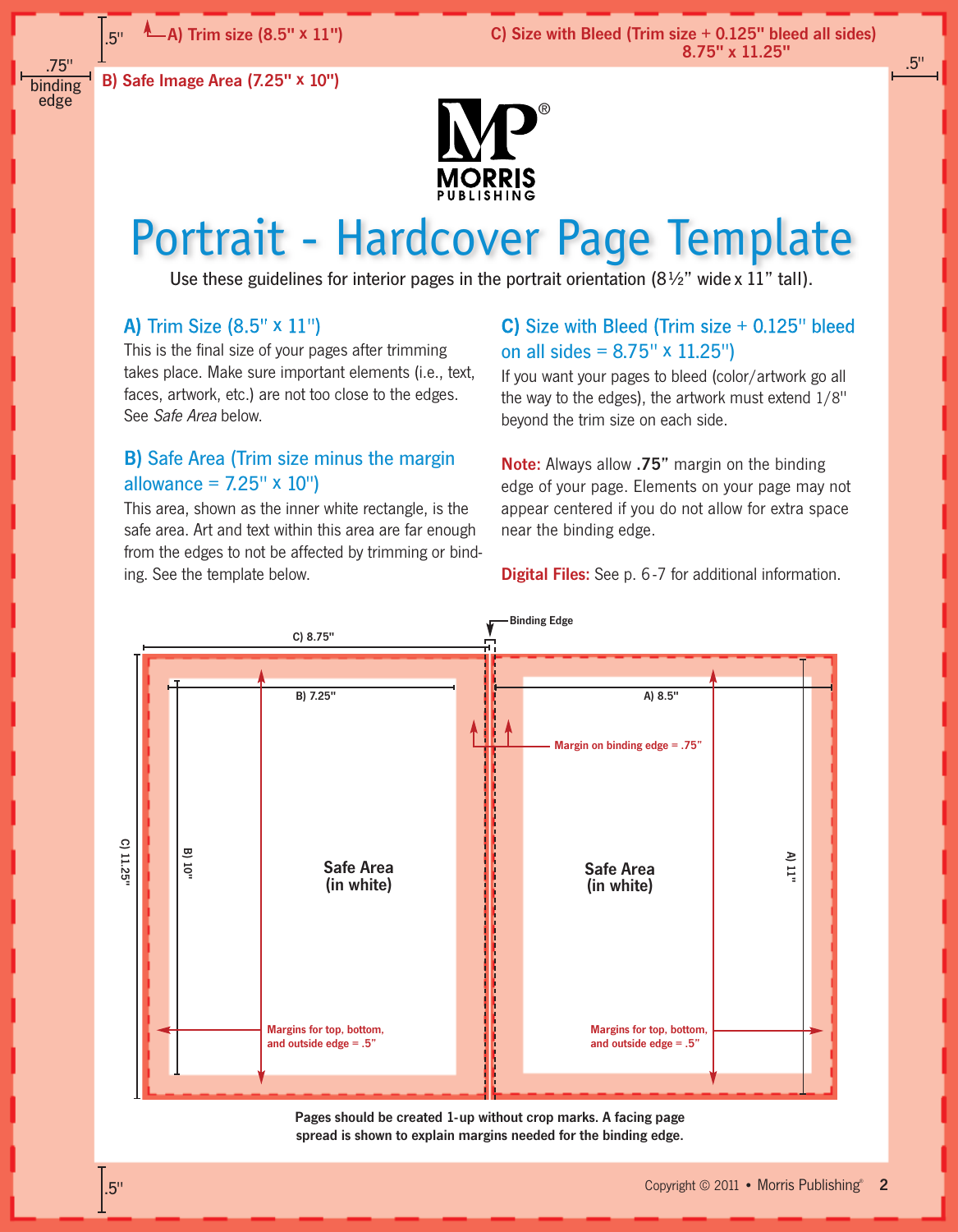# Portrait - Hardcover Page Template

Use these guidelines for interior pages in the portrait orientation (8½" wide x 11" tall).

### A) Trim Size (8.5" x 11")

This is the final size of your pages after trimming takes place. Make sure important elements (i.e., text, faces, artwork, etc.) are not too close to the edges. See *Safe Area* below.

### B) Safe Area (Trim size minus the margin allowance = 7.25" x 10")

This area, shown as the inner white rectangle, is the safe area. Art and text within this area are far enough from the edges to not be affected by trimming or binding. See the template below.

### C) Size with Bleed (Trim size + 0.125" bleed on all sides = 8.75" x 11.25")

If you want your pages to bleed (color/artwork go all the way to the edges), the artwork must extend 1/8" beyond the trim size on each side.

**Note:** Always allow **.75"** margin on the binding edge of your page. Elements on your page may not appear centered if you do not allow for extra space near the binding edge.

**Digital Files:** See p. 6-7 for additional information.

Binding Edge

C) 8.75"

B) 7.25"

A) 8.5"

Margin on binding edge = .75"

C) 11.25"

B) 10"

A) 11"

Safe Area (in white)

Safe Area (in white)

Margins for top, bottom, and outside edge = .5"

Margins for top, bottom, and outside edge = .5"

**Pages should be created 1-up without crop marks. A facing page spread is shown to explain margins needed for the binding edge.**

A) Trim size (8.5" x 11")

C) Size with Bleed (Trim size + 0.125" bleed all sides) 8.75" x 11.25"

B) Safe Image Area (7.25" x 10")

.75" binding edge

.5"

.5"

.5"

Copyright © 2011 • Morris Publishing®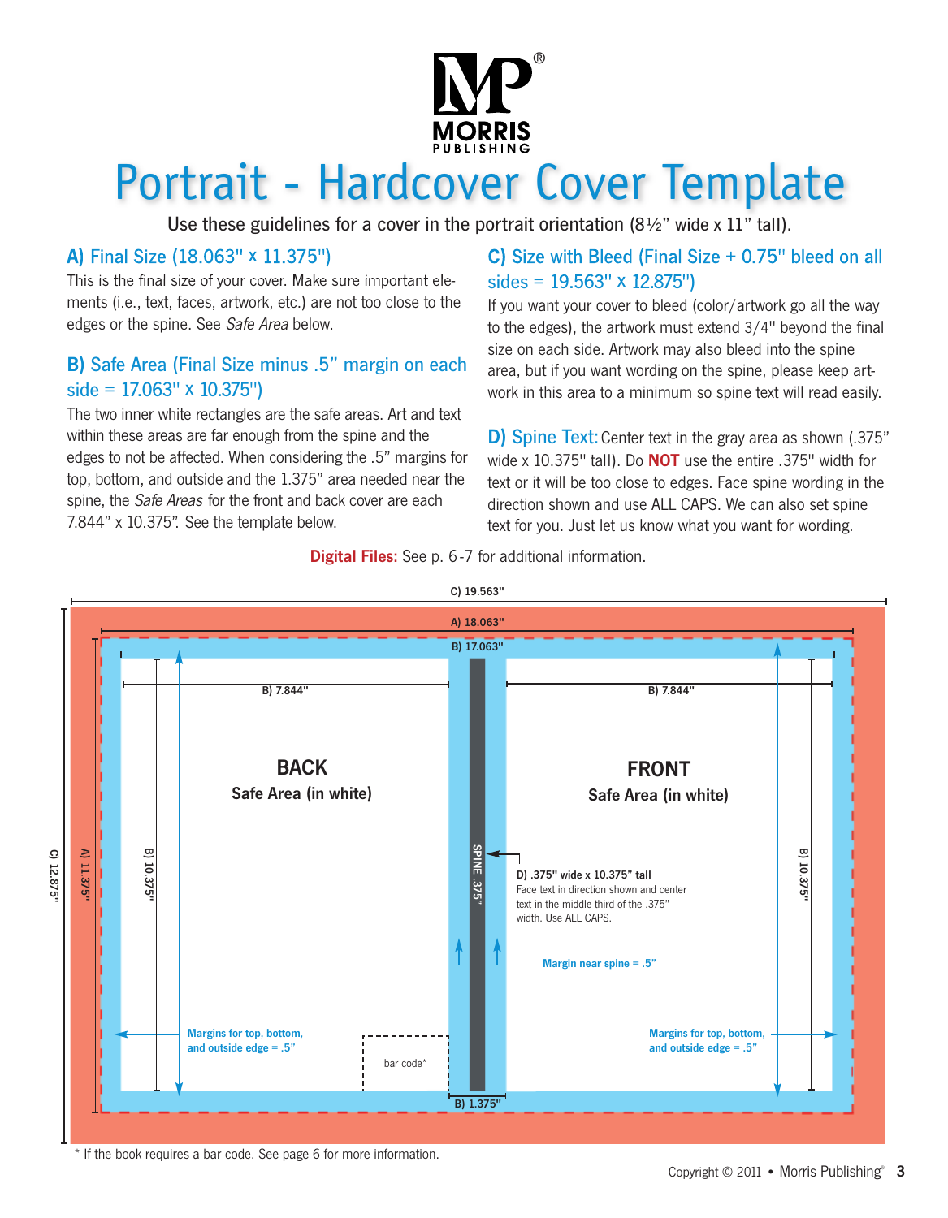# Portrait - Hardcover Cover Template

Use these guidelines for a cover in the portrait orientation (8½" wide x 11" tall).

## A) Final Size (18.063" x 11.375")

This is the final size of your cover. Make sure important elements (i.e., text, faces, artwork, etc.) are not too close to the edges or the spine. See *Safe Area* below.

## B) Safe Area (Final Size minus .5" margin on each side = 17.063" x 10.375")

The two inner white rectangles are the safe areas. Art and text within these areas are far enough from the spine and the edges to not be affected. When considering the .5" margins for top, bottom, and outside and the 1.375" area needed near the spine, the *Safe Areas* for the front and back cover are each 7.844" x 10.375". See the template below.

## C) Size with Bleed (Final Size + 0.75" bleed on all sides = 19.563" x 12.875")

If you want your cover to bleed (color/artwork go all the way to the edges), the artwork must extend 3/4" beyond the final size on each side. Artwork may also bleed into the spine area, but if you want wording on the spine, please keep artwork in this area to a minimum so spine text will read easily.

**D) Spine Text:** Center text in the gray area as shown (.375" wide x 10.375" tall). Do **NOT** use the entire .375" width for text or it will be too close to edges. Face spine wording in the direction shown and use ALL CAPS. We can also set spine text for you. Just let us know what you want for wording.

**Digital Files:** See p. 6-7 for additional information.

C) 19.563"

A) 18.063"

B) 17.063"

B) 7.844"

B) 7.844"

**BACK**

**Safe Area (in white)**

**FRONT**

**Safe Area (in white)**

C) 12.875"

A) 11.375"

B) 10.375"

B) 10.375"

SPINE .375"

**D) .375" wide x 10.375" tall**
Face text in direction shown and center text in the middle third of the .375" width. Use ALL CAPS.

Margin near spine = .5"

Margins for top, bottom, and outside edge = .5"

Margins for top, bottom, and outside edge = .5"

bar code*

B) 1.375"

\* If the book requires a bar code. See page 6 for more information.

Copyright © 2011 • Morris Publishing®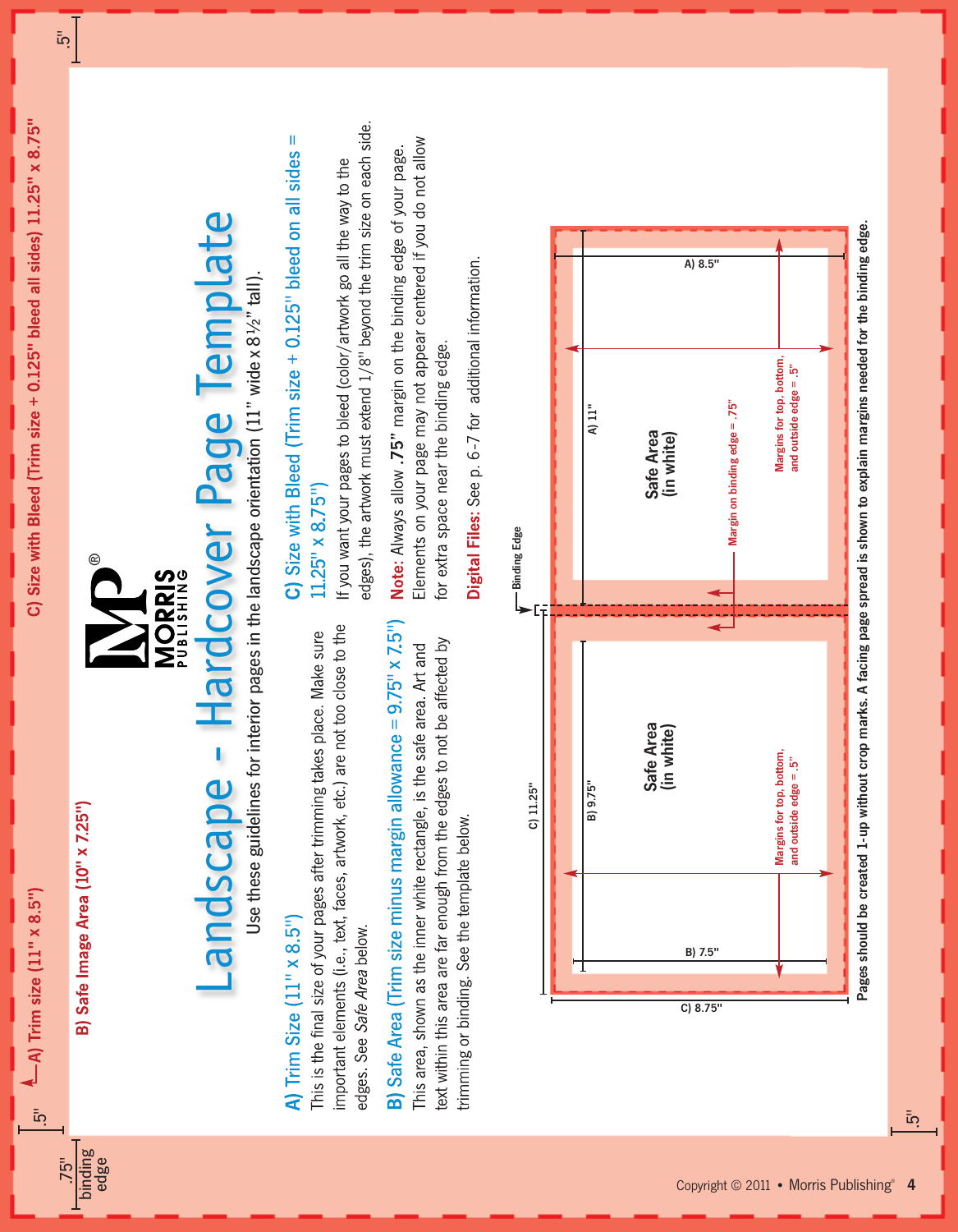C) Size with Bleed (Trim size + 0.125" bleed all sides) 11.25" x 8.75"

A) Trim size (11" x 8.5")

B) Safe Image Area (10" x 7.25")

.5"

.75" binding edge

# Landscape - Hardcover Page Template

Use these guidelines for interior pages in the landscape orientation (11" wide x 8½" tall).

## A) Trim Size (11" x 8.5")

This is the final size of your pages after trimming takes place. Make sure important elements (i.e., text, faces, artwork, etc.) are not too close to the edges. See *Safe Area* below.

## B) Safe Area (Trim size minus margin allowance = 9.75" x 7.5")

This area, shown as the inner white rectangle, is the safe area. Art and text within this area are far enough from the edges to not be affected by trimming or binding. See the template below.

## C) Size with Bleed (Trim size + 0.125" bleed on all sides = 11.25" x 8.75")

If you want your pages to bleed (color/artwork go all the way to the edges), the artwork must extend 1/8" beyond the trim size on each side.

**Note:** Always allow **.75"** margin on the binding edge of your page. Elements on your page may not appear centered if you do not allow for extra space near the binding edge.

**Digital Files:** See p. 6-7 for additional information.

Binding Edge

C) 11.25"

C) 8.75"

B) 9.75"

B) 7.5"

A) 11"

A) 8.5"

Safe Area (in white)

Safe Area (in white)

Margin on binding edge = .75"

Margins for top, bottom, and outside edge = .5"

Margins for top, bottom, and outside edge = .5"

**Pages should be created 1-up without crop marks. A facing page spread is shown to explain margins needed for the binding edge.**

Copyright © 2011 • Morris Publishing®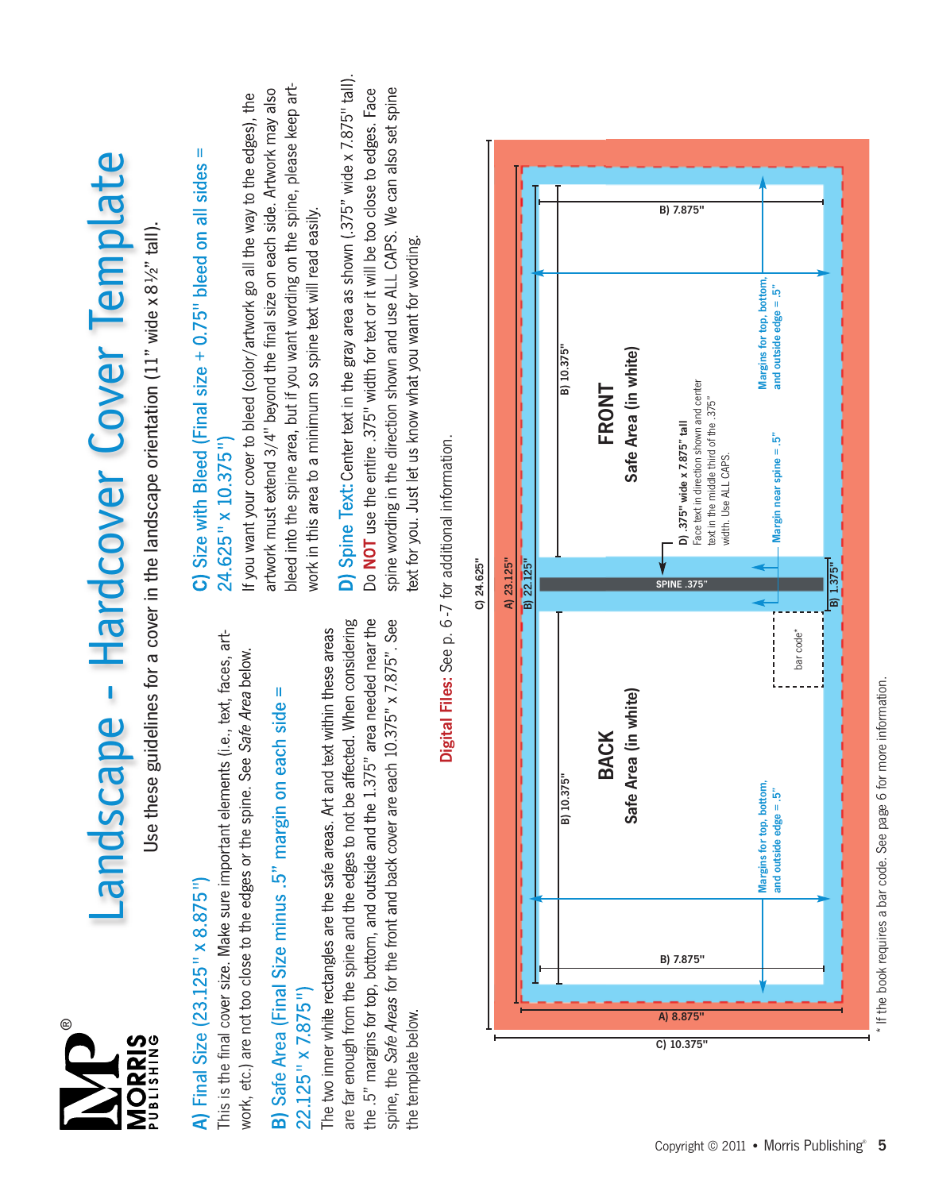# Landscape - Hardcover Cover Template

Use these guidelines for a cover in the landscape orientation (11" wide x 8½" tall).

## A) Final Size (23.125" x 8.875")

This is the final cover size. Make sure important elements (i.e., text, faces, artwork, etc.) are not too close to the edges or the spine. See *Safe Area* below.

## B) Safe Area (Final Size minus .5" margin on each side = 22.125" x 7.875")

The two inner white rectangles are the safe areas. Art and text within these areas are far enough from the spine and the edges to not be affected. When considering the .5" margins for top, bottom, and outside and the 1.375" area needed near the spine, the *Safe Areas* for the front and back cover are each 10.375" x 7.875". See the template below.

## C) Size with Bleed (Final size + 0.75" bleed on all sides = 24.625" x 10.375")

If you want your cover to bleed (color/artwork go all the way to the edges), the artwork must extend 3/4" beyond the final size on each side. Artwork may also bleed into the spine area, but if you want wording on the spine, please keep artwork in this area to a minimum so spine text will read easily.

## D) Spine Text:

Center text in the gray area as shown (.375" wide x 7.875" tall). Do **NOT** use the entire .375" width for text or it will be too close to edges. Face spine wording in the direction shown and use ALL CAPS. We can also set spine text for you. Just let us know what you want for wording.

**Digital Files:** See p. 6-7 for additional information.

C) 24.625"
A) 23.125"
B) 22.125"

BACK
Safe Area (in white)
B) 10.375"
B) 7.875"
Margins for top, bottom, and outside edge = .5"

bar code*

SPINE .375"
B) 1.375"
D) .375" wide x 7.875" tall
Face text in direction shown and center text in the middle third of the .375" width. Use ALL CAPS.
Margin near spine = .5"

FRONT
Safe Area (in white)
B) 10.375"
B) 7.875"
Margins for top, bottom, and outside edge = .5"

A) 8.875"
C) 10.375"

\* If the book requires a bar code. See page 6 for more information.

Copyright © 2011 • Morris Publishing®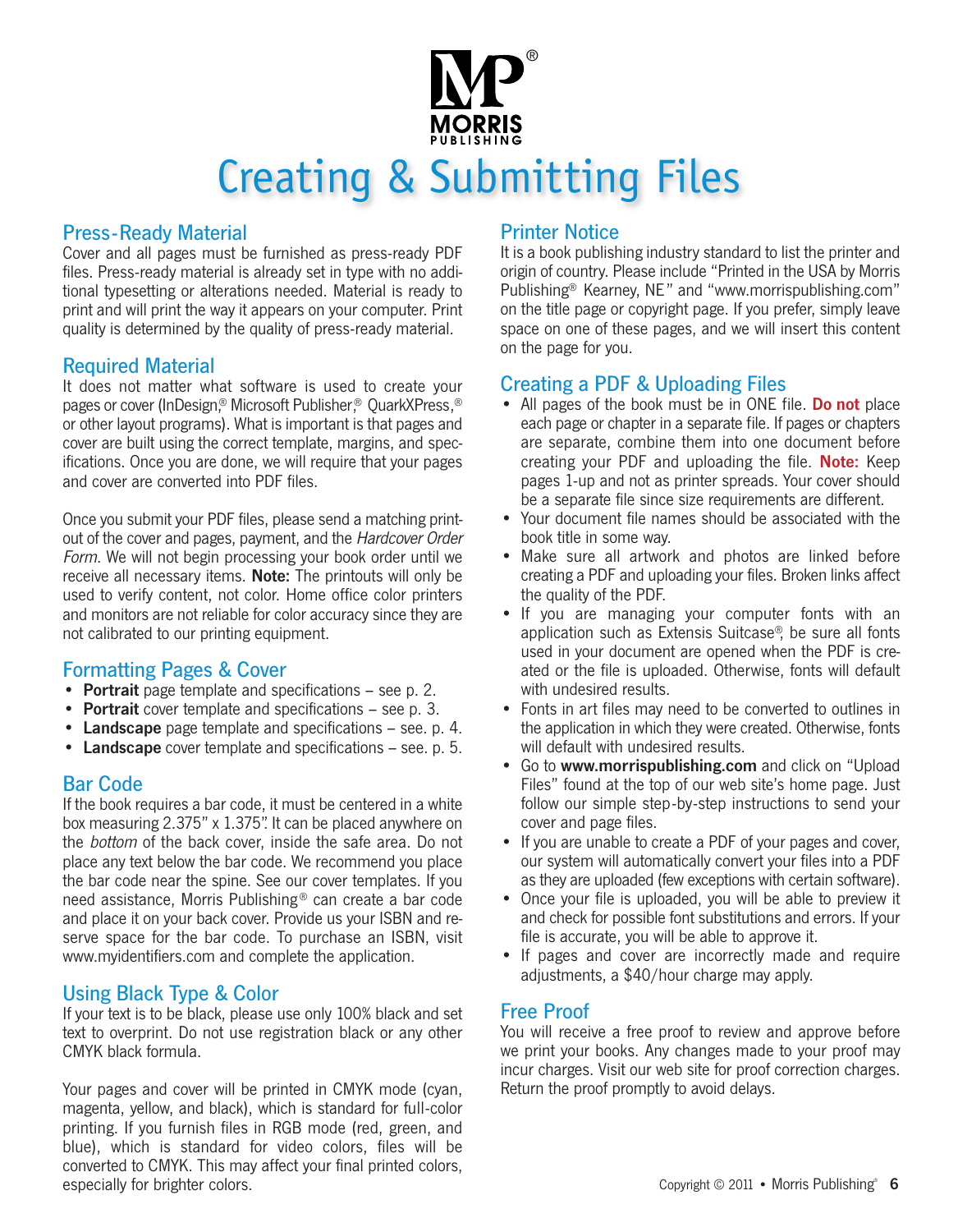# Creating & Submitting Files

## Press-Ready Material

Cover and all pages must be furnished as press-ready PDF files. Press-ready material is already set in type with no additional typesetting or alterations needed. Material is ready to print and will print the way it appears on your computer. Print quality is determined by the quality of press-ready material.

## Required Material

It does not matter what software is used to create your pages or cover (InDesign,® Microsoft Publisher,® QuarkXPress,® or other layout programs). What is important is that pages and cover are built using the correct template, margins, and specifications. Once you are done, we will require that your pages and cover are converted into PDF files.

Once you submit your PDF files, please send a matching printout of the cover and pages, payment, and the *Hardcover Order Form*. We will not begin processing your book order until we receive all necessary items. **Note:** The printouts will only be used to verify content, not color. Home office color printers and monitors are not reliable for color accuracy since they are not calibrated to our printing equipment.

## Formatting Pages & Cover

- **Portrait** page template and specifications – see p. 2.
- **Portrait** cover template and specifications – see p. 3.
- **Landscape** page template and specifications – see. p. 4.
- **Landscape** cover template and specifications – see. p. 5.

## Bar Code

If the book requires a bar code, it must be centered in a white box measuring 2.375" x 1.375". It can be placed anywhere on the *bottom* of the back cover, inside the safe area. Do not place any text below the bar code. We recommend you place the bar code near the spine. See our cover templates. If you need assistance, Morris Publishing® can create a bar code and place it on your back cover. Provide us your ISBN and reserve space for the bar code. To purchase an ISBN, visit www.myidentifiers.com and complete the application.

## Using Black Type & Color

If your text is to be black, please use only 100% black and set text to overprint. Do not use registration black or any other CMYK black formula.

Your pages and cover will be printed in CMYK mode (cyan, magenta, yellow, and black), which is standard for full-color printing. If you furnish files in RGB mode (red, green, and blue), which is standard for video colors, files will be converted to CMYK. This may affect your final printed colors, especially for brighter colors.

## Printer Notice

It is a book publishing industry standard to list the printer and origin of country. Please include "Printed in the USA by Morris Publishing® Kearney, NE" and "www.morrispublishing.com" on the title page or copyright page. If you prefer, simply leave space on one of these pages, and we will insert this content on the page for you.

## Creating a PDF & Uploading Files

- All pages of the book must be in ONE file. **Do not** place each page or chapter in a separate file. If pages or chapters are separate, combine them into one document before creating your PDF and uploading the file. **Note:** Keep pages 1-up and not as printer spreads. Your cover should be a separate file since size requirements are different.
- Your document file names should be associated with the book title in some way.
- Make sure all artwork and photos are linked before creating a PDF and uploading your files. Broken links affect the quality of the PDF.
- If you are managing your computer fonts with an application such as Extensis Suitcase®, be sure all fonts used in your document are opened when the PDF is created or the file is uploaded. Otherwise, fonts will default with undesired results.
- Fonts in art files may need to be converted to outlines in the application in which they were created. Otherwise, fonts will default with undesired results.
- Go to **www.morrispublishing.com** and click on "Upload Files" found at the top of our web site's home page. Just follow our simple step-by-step instructions to send your cover and page files.
- If you are unable to create a PDF of your pages and cover, our system will automatically convert your files into a PDF as they are uploaded (few exceptions with certain software).
- Once your file is uploaded, you will be able to preview it and check for possible font substitutions and errors. If your file is accurate, you will be able to approve it.
- If pages and cover are incorrectly made and require adjustments, a $40/hour charge may apply.

## Free Proof

You will receive a free proof to review and approve before we print your books. Any changes made to your proof may incur charges. Visit our web site for proof correction charges. Return the proof promptly to avoid delays.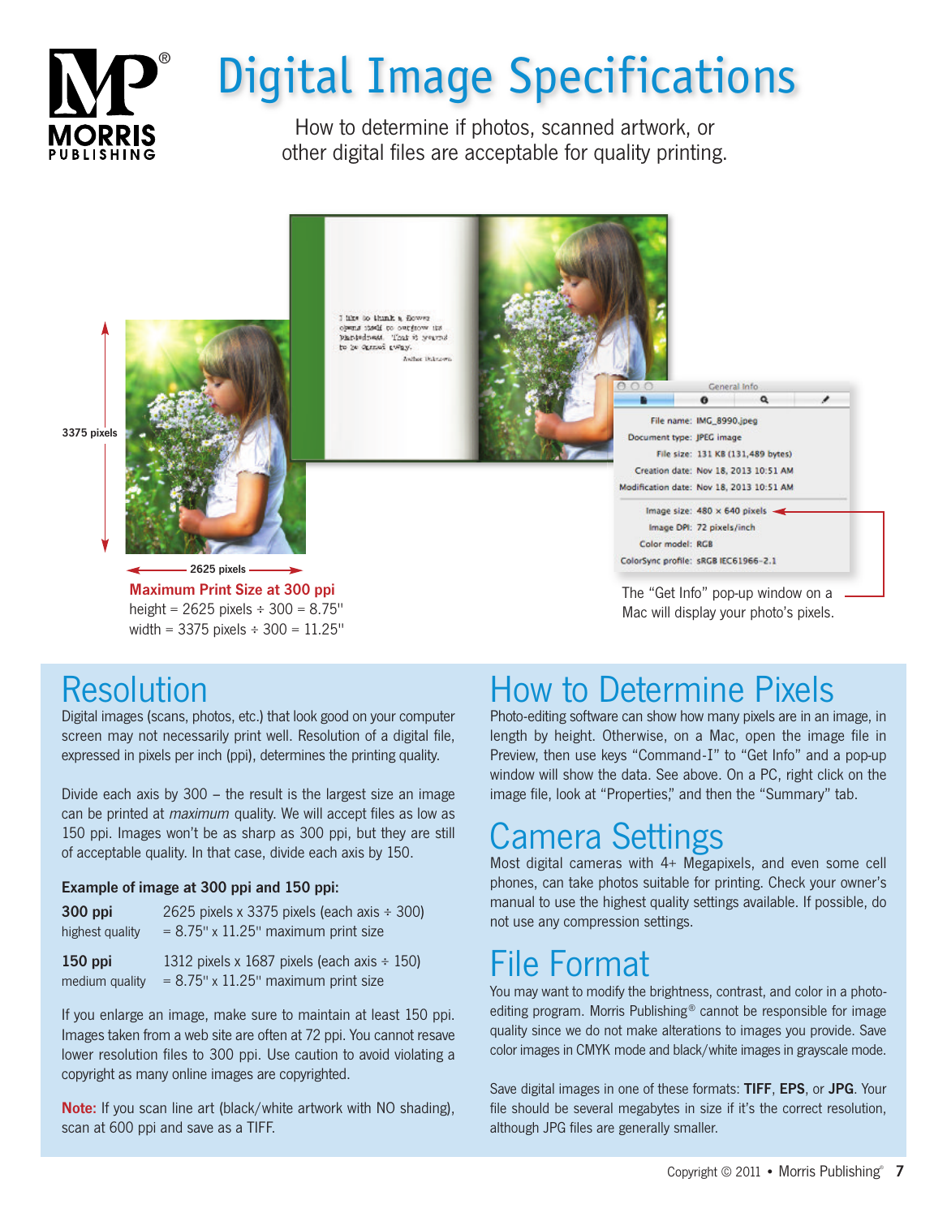# Digital Image Specifications

How to determine if photos, scanned artwork, or other digital files are acceptable for quality printing.

3375 pixels

2625 pixels

**Maximum Print Size at 300 ppi**
height = 2625 pixels ÷ 300 = 8.75"
width = 3375 pixels ÷ 300 = 11.25"

The "Get Info" pop-up window on a Mac will display your photo's pixels.

## Resolution

Digital images (scans, photos, etc.) that look good on your computer screen may not necessarily print well. Resolution of a digital file, expressed in pixels per inch (ppi), determines the printing quality.

Divide each axis by 300 – the result is the largest size an image can be printed at *maximum* quality. We will accept files as low as 150 ppi. Images won't be as sharp as 300 ppi, but they are still of acceptable quality. In that case, divide each axis by 150.

**Example of image at 300 ppi and 150 ppi:**

| | |
|---|---|
| **300 ppi** highest quality | 2625 pixels x 3375 pixels (each axis ÷ 300) = 8.75" x 11.25" maximum print size |
| **150 ppi** medium quality | 1312 pixels x 1687 pixels (each axis ÷ 150) = 8.75" x 11.25" maximum print size |

If you enlarge an image, make sure to maintain at least 150 ppi. Images taken from a web site are often at 72 ppi. You cannot resave lower resolution files to 300 ppi. Use caution to avoid violating a copyright as many online images are copyrighted.

**Note:** If you scan line art (black/white artwork with NO shading), scan at 600 ppi and save as a TIFF.

## How to Determine Pixels

Photo-editing software can show how many pixels are in an image, in length by height. Otherwise, on a Mac, open the image file in Preview, then use keys "Command-I" to "Get Info" and a pop-up window will show the data. See above. On a PC, right click on the image file, look at "Properties," and then the "Summary" tab.

## Camera Settings

Most digital cameras with 4+ Megapixels, and even some cell phones, can take photos suitable for printing. Check your owner's manual to use the highest quality settings available. If possible, do not use any compression settings.

## File Format

You may want to modify the brightness, contrast, and color in a photo-editing program. Morris Publishing® cannot be responsible for image quality since we do not make alterations to images you provide. Save color images in CMYK mode and black/white images in grayscale mode.

Save digital images in one of these formats: **TIFF**, **EPS**, or **JPG**. Your file should be several megabytes in size if it's the correct resolution, although JPG files are generally smaller.

Copyright © 2011 • Morris Publishing®